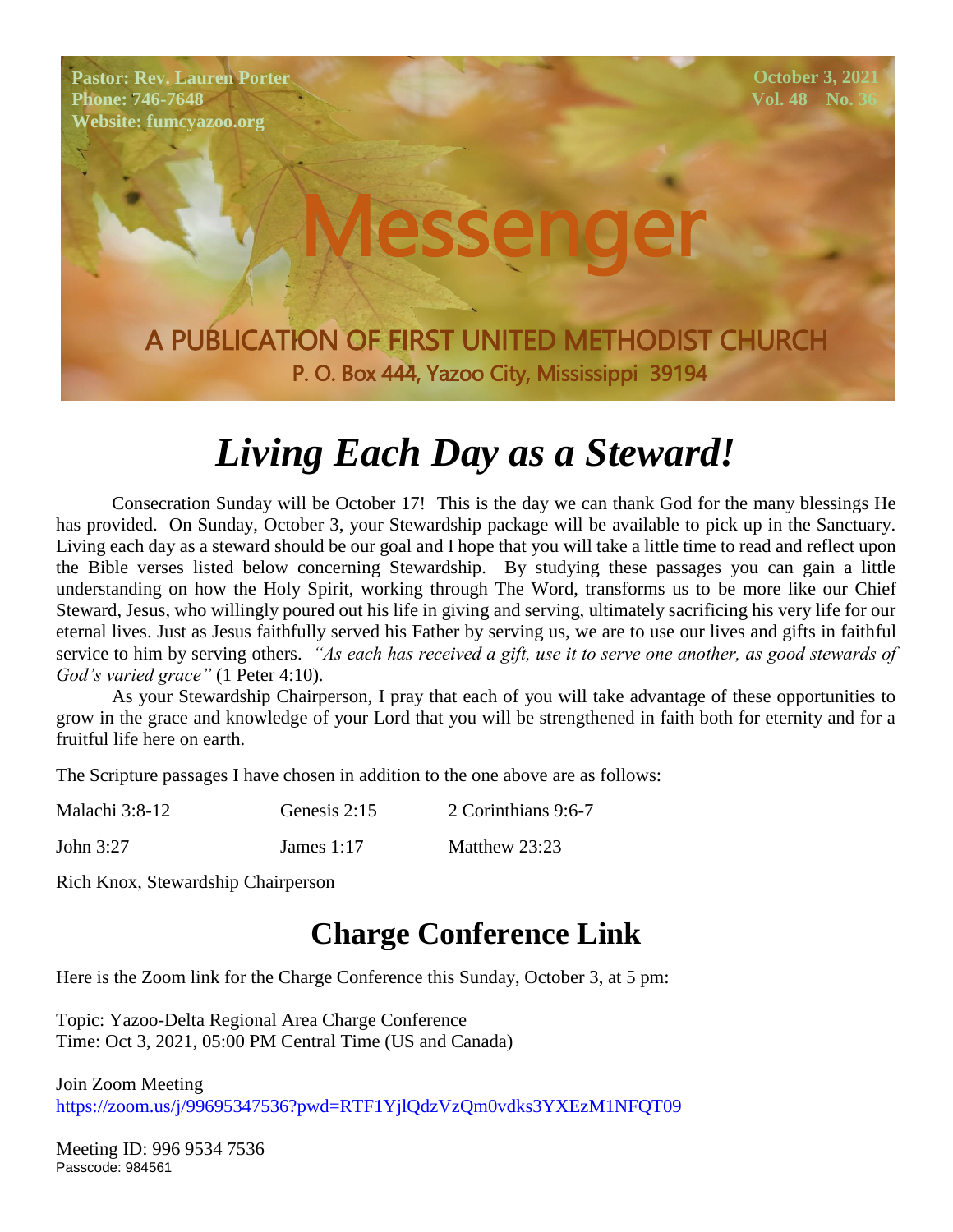Pastor: Rev. Lauren Porter
Phone: 746-7648
Website: fumcyazoo.org

October 3, 2021
Vol. 48 No. 36

# Messenger

A PUBLICATION OF FIRST UNITED METHODIST CHURCH
P. O. Box 444, Yazoo City, Mississippi 39194

## *Living Each Day as a Steward!*

Consecration Sunday will be October 17! This is the day we can thank God for the many blessings He has provided. On Sunday, October 3, your Stewardship package will be available to pick up in the Sanctuary. Living each day as a steward should be our goal and I hope that you will take a little time to read and reflect upon the Bible verses listed below concerning Stewardship. By studying these passages you can gain a little understanding on how the Holy Spirit, working through The Word, transforms us to be more like our Chief Steward, Jesus, who willingly poured out his life in giving and serving, ultimately sacrificing his very life for our eternal lives. Just as Jesus faithfully served his Father by serving us, we are to use our lives and gifts in faithful service to him by serving others. *"As each has received a gift, use it to serve one another, as good stewards of God's varied grace"* (1 Peter 4:10).

As your Stewardship Chairperson, I pray that each of you will take advantage of these opportunities to grow in the grace and knowledge of your Lord that you will be strengthened in faith both for eternity and for a fruitful life here on earth.

The Scripture passages I have chosen in addition to the one above are as follows:

| | | |
|---|---|---|
| Malachi 3:8-12 | Genesis 2:15 | 2 Corinthians 9:6-7 |
| John 3:27 | James 1:17 | Matthew 23:23 |

Rich Knox, Stewardship Chairperson

## Charge Conference Link

Here is the Zoom link for the Charge Conference this Sunday, October 3, at 5 pm:

Topic: Yazoo-Delta Regional Area Charge Conference
Time: Oct 3, 2021, 05:00 PM Central Time (US and Canada)

Join Zoom Meeting
https://zoom.us/j/99695347536?pwd=RTF1YjlQdzVzQm0vdks3YXEzM1NFQT09

Meeting ID: 996 9534 7536
Passcode: 984561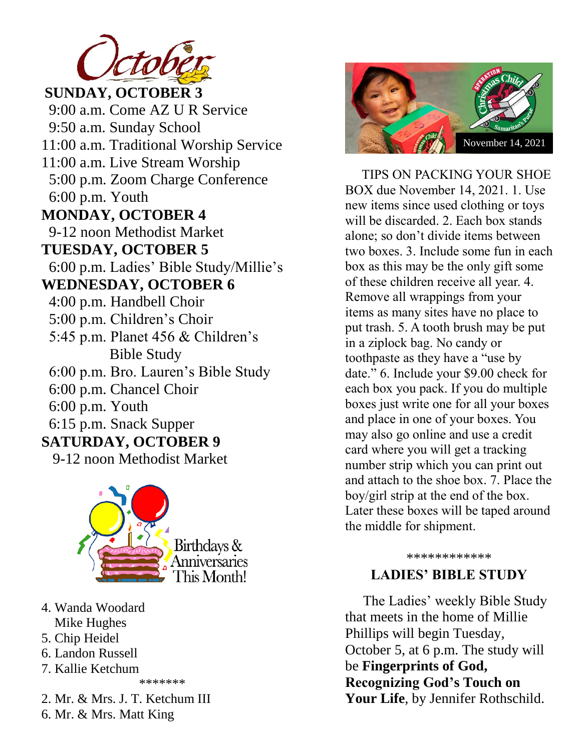# October

**SUNDAY, OCTOBER 3**

9:00 a.m. Come AZ U R Service
9:50 a.m. Sunday School
11:00 a.m. Traditional Worship Service
11:00 a.m. Live Stream Worship
5:00 p.m. Zoom Charge Conference
6:00 p.m. Youth

**MONDAY, OCTOBER 4**

9-12 noon Methodist Market

**TUESDAY, OCTOBER 5**

6:00 p.m. Ladies' Bible Study/Millie's

**WEDNESDAY, OCTOBER 6**

4:00 p.m. Handbell Choir
5:00 p.m. Children's Choir
5:45 p.m. Planet 456 & Children's Bible Study
6:00 p.m. Bro. Lauren's Bible Study
6:00 p.m. Chancel Choir
6:00 p.m. Youth
6:15 p.m. Snack Supper

**SATURDAY, OCTOBER 9**

9-12 noon Methodist Market

Birthdays & Anniversaries This Month!

4. Wanda Woodard
   Mike Hughes
5. Chip Heidel
6. Landon Russell
7. Kallie Ketchum

*******

2. Mr. & Mrs. J. T. Ketchum III
6. Mr. & Mrs. Matt King

November 14, 2021

TIPS ON PACKING YOUR SHOE BOX due November 14, 2021. 1. Use new items since used clothing or toys will be discarded. 2. Each box stands alone; so don't divide items between two boxes. 3. Include some fun in each box as this may be the only gift some of these children receive all year. 4. Remove all wrappings from your items as many sites have no place to put trash. 5. A tooth brush may be put in a ziplock bag. No candy or toothpaste as they have a "use by date." 6. Include your $9.00 check for each box you pack. If you do multiple boxes just write one for all your boxes and place in one of your boxes. You may also go online and use a credit card where you will get a tracking number strip which you can print out and attach to the shoe box. 7. Place the boy/girl strip at the end of the box. Later these boxes will be taped around the middle for shipment.

************

## LADIES' BIBLE STUDY

The Ladies' weekly Bible Study that meets in the home of Millie Phillips will begin Tuesday, October 5, at 6 p.m. The study will be **Fingerprints of God, Recognizing God's Touch on Your Life**, by Jennifer Rothschild.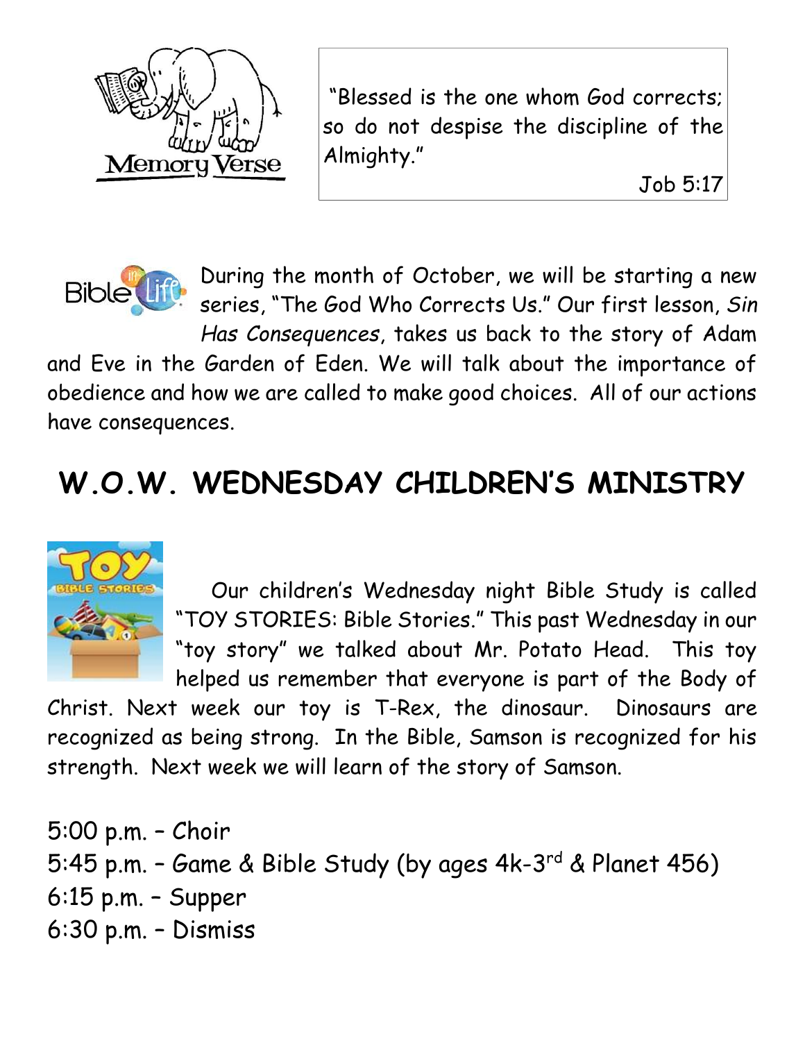Memory Verse

"Blessed is the one whom God corrects; so do not despise the discipline of the Almighty."

Job 5:17

Bible in Life

During the month of October, we will be starting a new series, "The God Who Corrects Us." Our first lesson, *Sin Has Consequences*, takes us back to the story of Adam and Eve in the Garden of Eden. We will talk about the importance of obedience and how we are called to make good choices. All of our actions have consequences.

# W.O.W. WEDNESDAY CHILDREN'S MINISTRY

Our children's Wednesday night Bible Study is called "TOY STORIES: Bible Stories." This past Wednesday in our "toy story" we talked about Mr. Potato Head. This toy helped us remember that everyone is part of the Body of Christ. Next week our toy is T-Rex, the dinosaur. Dinosaurs are recognized as being strong. In the Bible, Samson is recognized for his strength. Next week we will learn of the story of Samson.

5:00 p.m. – Choir
5:45 p.m. – Game & Bible Study (by ages 4k-3rd & Planet 456)
6:15 p.m. – Supper
6:30 p.m. – Dismiss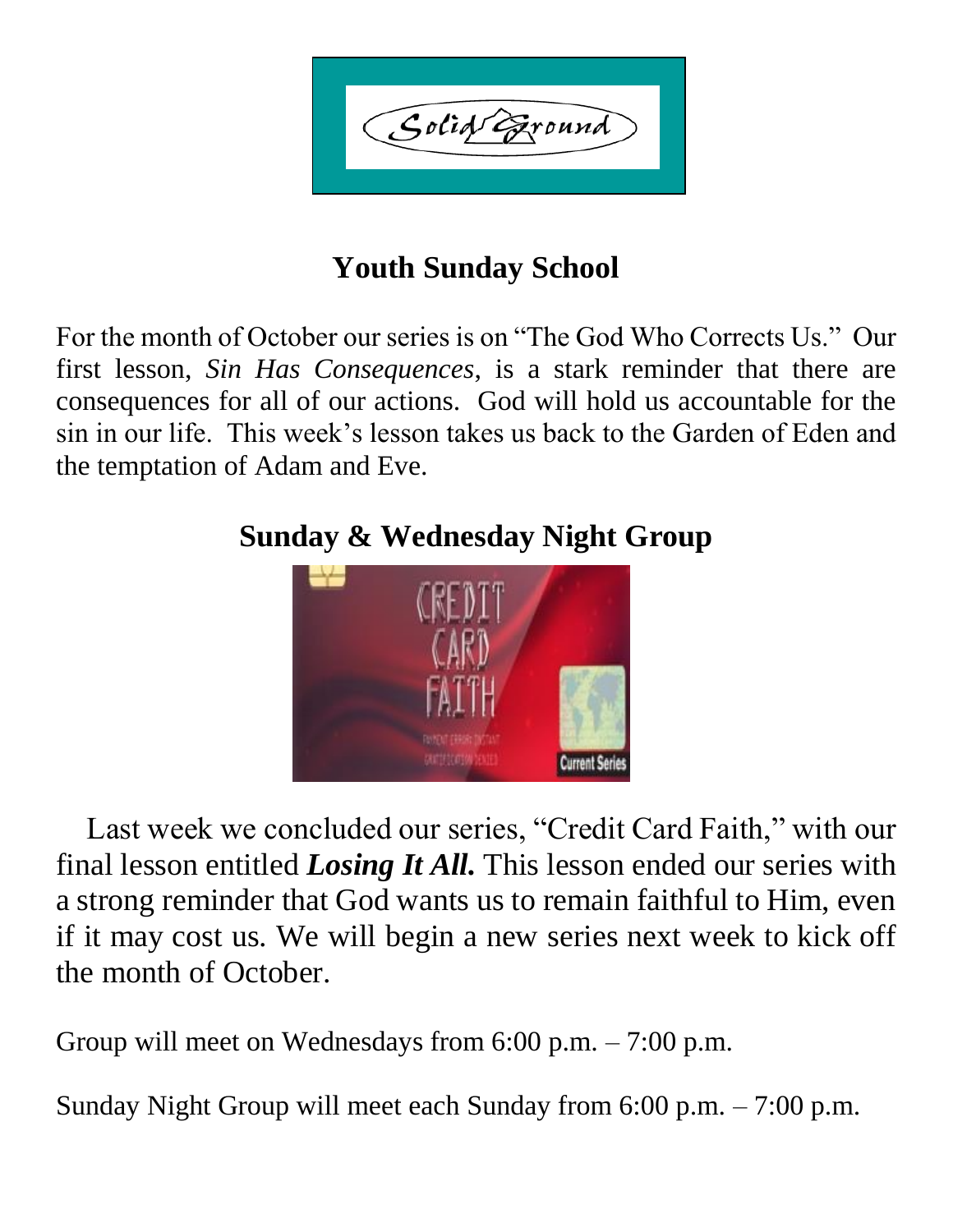Solid Ground

## Youth Sunday School

For the month of October our series is on "The God Who Corrects Us." Our first lesson, *Sin Has Consequences*, is a stark reminder that there are consequences for all of our actions. God will hold us accountable for the sin in our life. This week's lesson takes us back to the Garden of Eden and the temptation of Adam and Eve.

## Sunday & Wednesday Night Group

Last week we concluded our series, "Credit Card Faith," with our final lesson entitled ***Losing It All.*** This lesson ended our series with a strong reminder that God wants us to remain faithful to Him, even if it may cost us. We will begin a new series next week to kick off the month of October.

Group will meet on Wednesdays from 6:00 p.m. – 7:00 p.m.

Sunday Night Group will meet each Sunday from 6:00 p.m. – 7:00 p.m.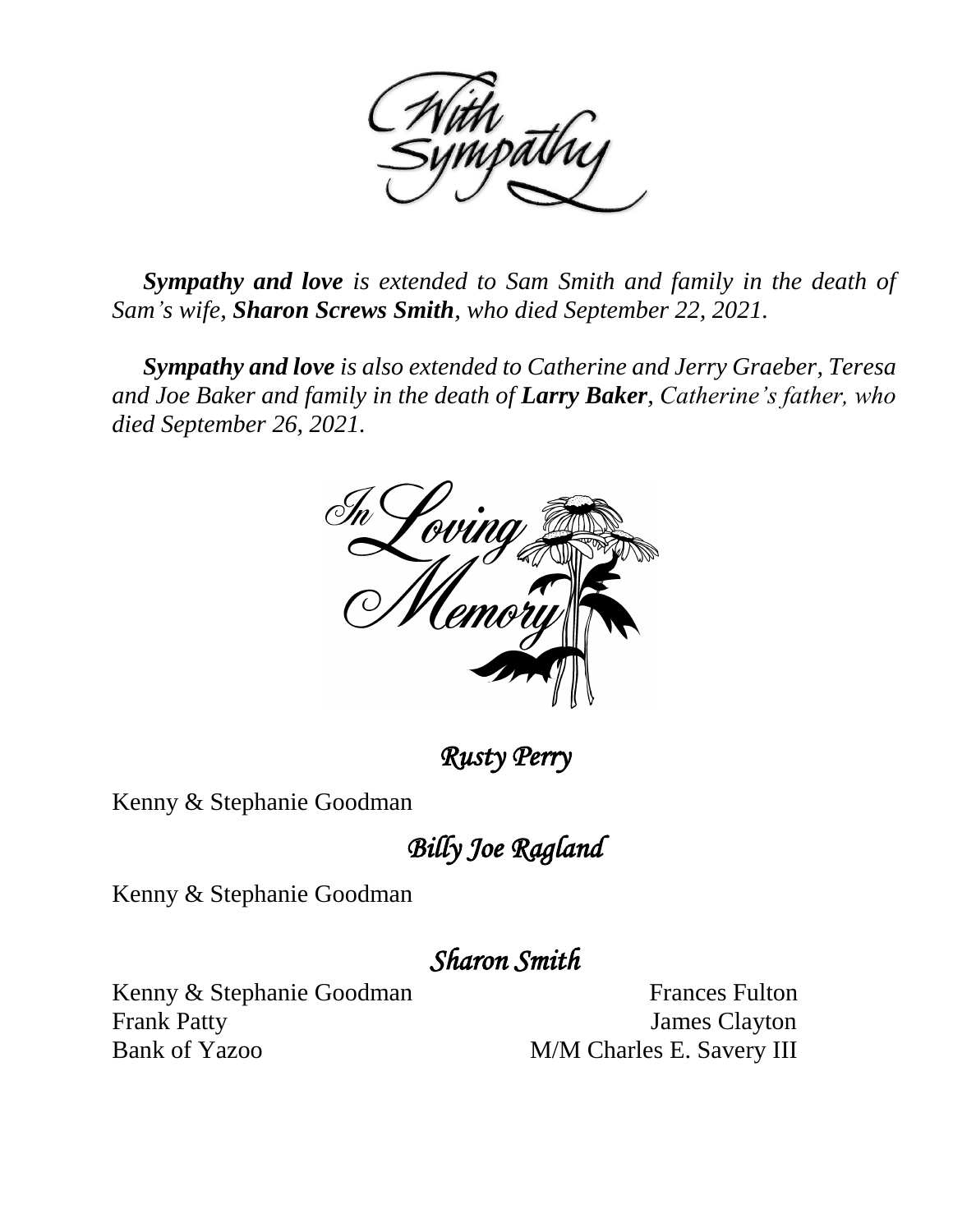# With Sympathy

***Sympathy and love*** *is extended to Sam Smith and family in the death of Sam's wife,* ***Sharon Screws Smith****, who died September 22, 2021.*

***Sympathy and love*** *is also extended to Catherine and Jerry Graeber, Teresa and Joe Baker and family in the death of* ***Larry Baker****, Catherine's father, who died September 26, 2021.*

# In Loving Memory

## *Rusty Perry*

Kenny & Stephanie Goodman

## *Billy Joe Ragland*

Kenny & Stephanie Goodman

## *Sharon Smith*

Kenny & Stephanie Goodman
Frank Patty
Bank of Yazoo
Frances Fulton
James Clayton
M/M Charles E. Savery III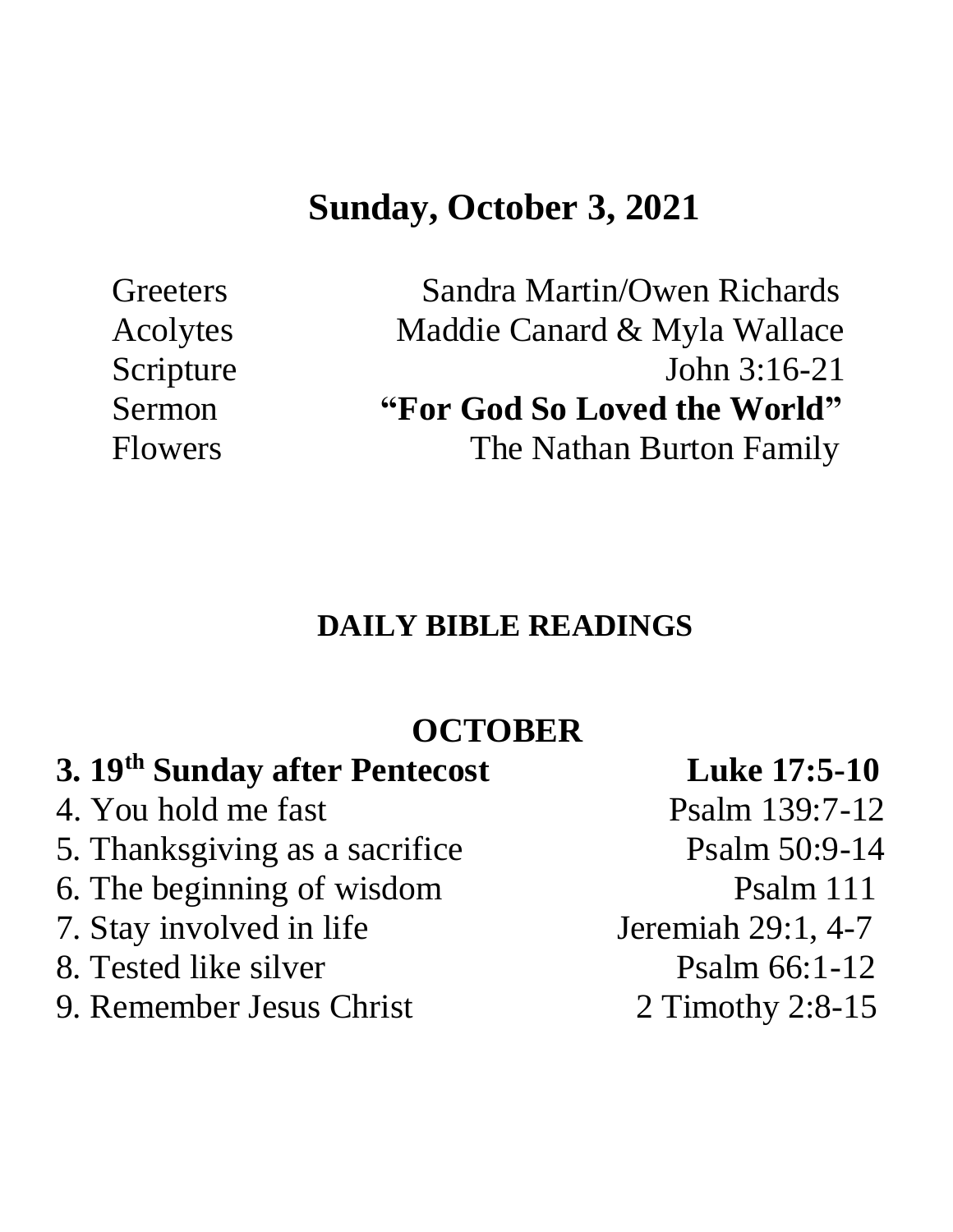# Sunday, October 3, 2021

| | |
|---|---|
| Greeters | Sandra Martin/Owen Richards |
| Acolytes | Maddie Canard & Myla Wallace |
| Scripture | John 3:16-21 |
| Sermon | **"For God So Loved the World"** |
| Flowers | The Nathan Burton Family |

## DAILY BIBLE READINGS

## OCTOBER

| | |
|---|---|
| **3. 19th Sunday after Pentecost** | **Luke 17:5-10** |
| 4. You hold me fast | Psalm 139:7-12 |
| 5. Thanksgiving as a sacrifice | Psalm 50:9-14 |
| 6. The beginning of wisdom | Psalm 111 |
| 7. Stay involved in life | Jeremiah 29:1, 4-7 |
| 8. Tested like silver | Psalm 66:1-12 |
| 9. Remember Jesus Christ | 2 Timothy 2:8-15 |